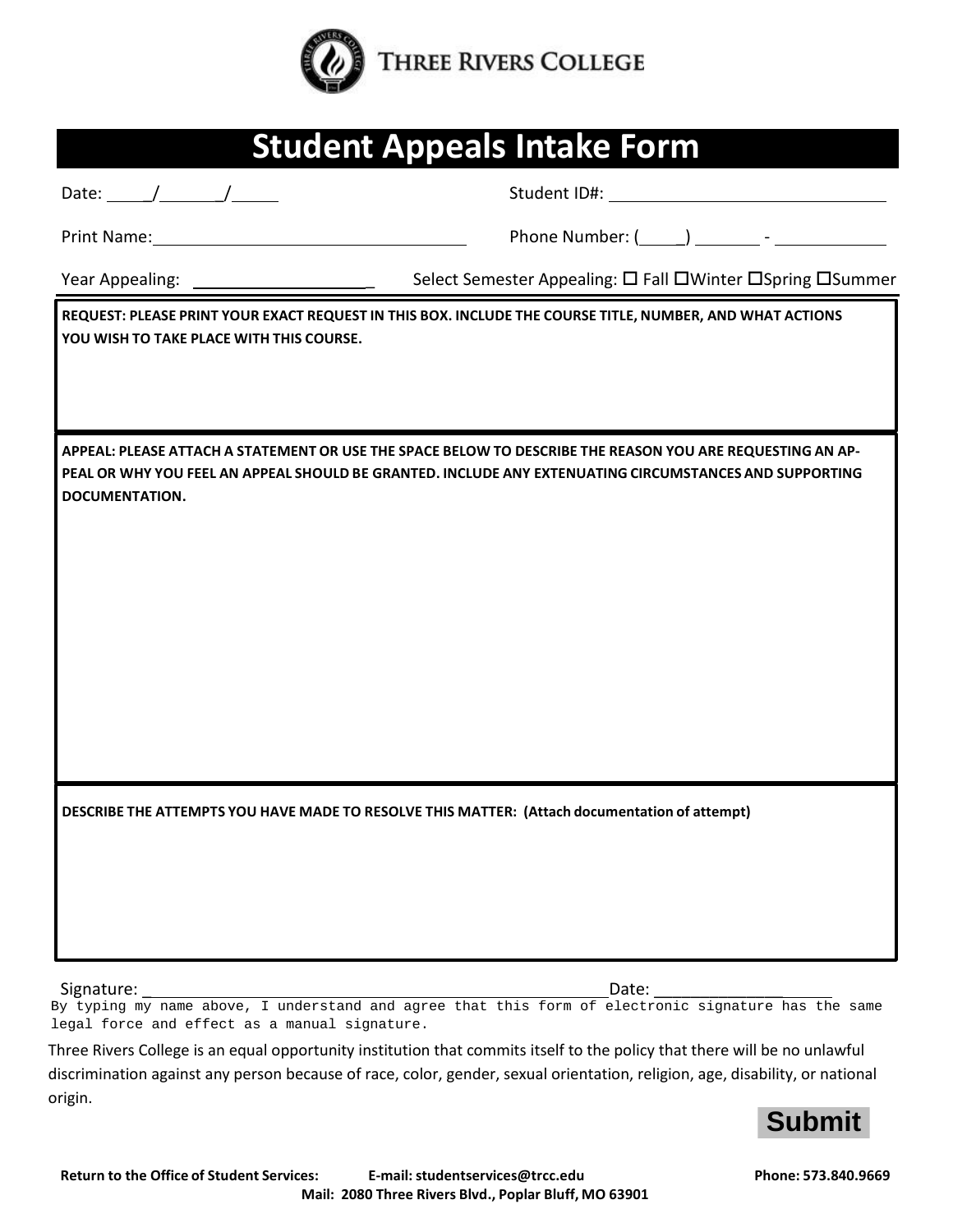THREE RIVERS COLLEGE

# Student Appeals Intake Form

Date: ____/______/_____

Student ID#: ____________________________

Print Name: ________________________________

Phone Number: (____) ______ - ___________

Year Appealing: __________________

Select Semester Appealing: ☐ Fall ☐Winter ☐Spring ☐Summer

**REQUEST: PLEASE PRINT YOUR EXACT REQUEST IN THIS BOX. INCLUDE THE COURSE TITLE, NUMBER, AND WHAT ACTIONS YOU WISH TO TAKE PLACE WITH THIS COURSE.**

**APPEAL: PLEASE ATTACH A STATEMENT OR USE THE SPACE BELOW TO DESCRIBE THE REASON YOU ARE REQUESTING AN APPEAL OR WHY YOU FEEL AN APPEAL SHOULD BE GRANTED. INCLUDE ANY EXTENUATING CIRCUMSTANCES AND SUPPORTING DOCUMENTATION.**

**DESCRIBE THE ATTEMPTS YOU HAVE MADE TO RESOLVE THIS MATTER: (Attach documentation of attempt)**

Signature: ______________________________________________ Date: ______________

By typing my name above, I understand and agree that this form of electronic signature has the same legal force and effect as a manual signature.

Three Rivers College is an equal opportunity institution that commits itself to the policy that there will be no unlawful discrimination against any person because of race, color, gender, sexual orientation, religion, age, disability, or national origin.

Submit

**Return to the Office of Student Services:** **E-mail: studentservices@trcc.edu** **Phone: 573.840.9669**

**Mail: 2080 Three Rivers Blvd., Poplar Bluff, MO 63901**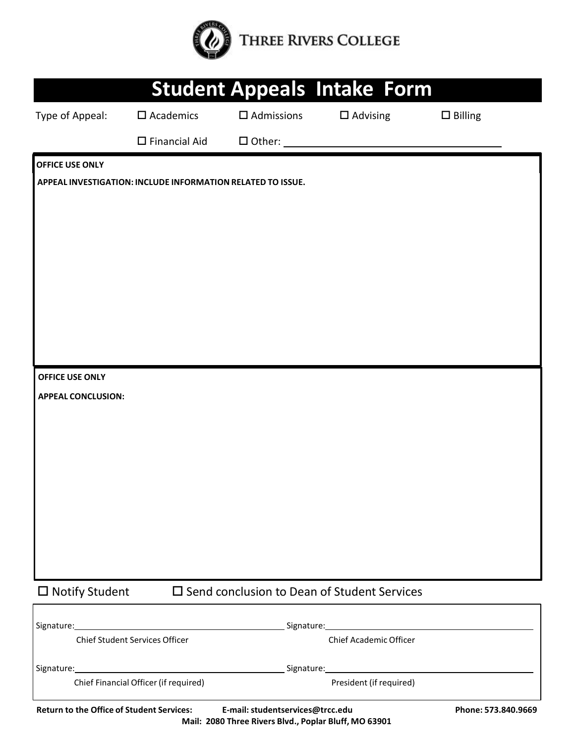THREE RIVERS COLLEGE

# Student Appeals Intake Form

Type of Appeal: ☐ Academics ☐ Admissions ☐ Advising ☐ Billing

☐ Financial Aid ☐ Other: ______________________________

**OFFICE USE ONLY**

**APPEAL INVESTIGATION: INCLUDE INFORMATION RELATED TO ISSUE.**

**OFFICE USE ONLY**

**APPEAL CONCLUSION:**

☐ Notify Student ☐ Send conclusion to Dean of Student Services

Signature: ______________________________
Chief Student Services Officer

Signature: ______________________________
Chief Academic Officer

Signature: ______________________________
Chief Financial Officer (if required)

Signature: ______________________________
President (if required)

**Return to the Office of Student Services:** **E-mail: studentservices@trcc.edu** **Phone: 573.840.9669**

**Mail: 2080 Three Rivers Blvd., Poplar Bluff, MO 63901**